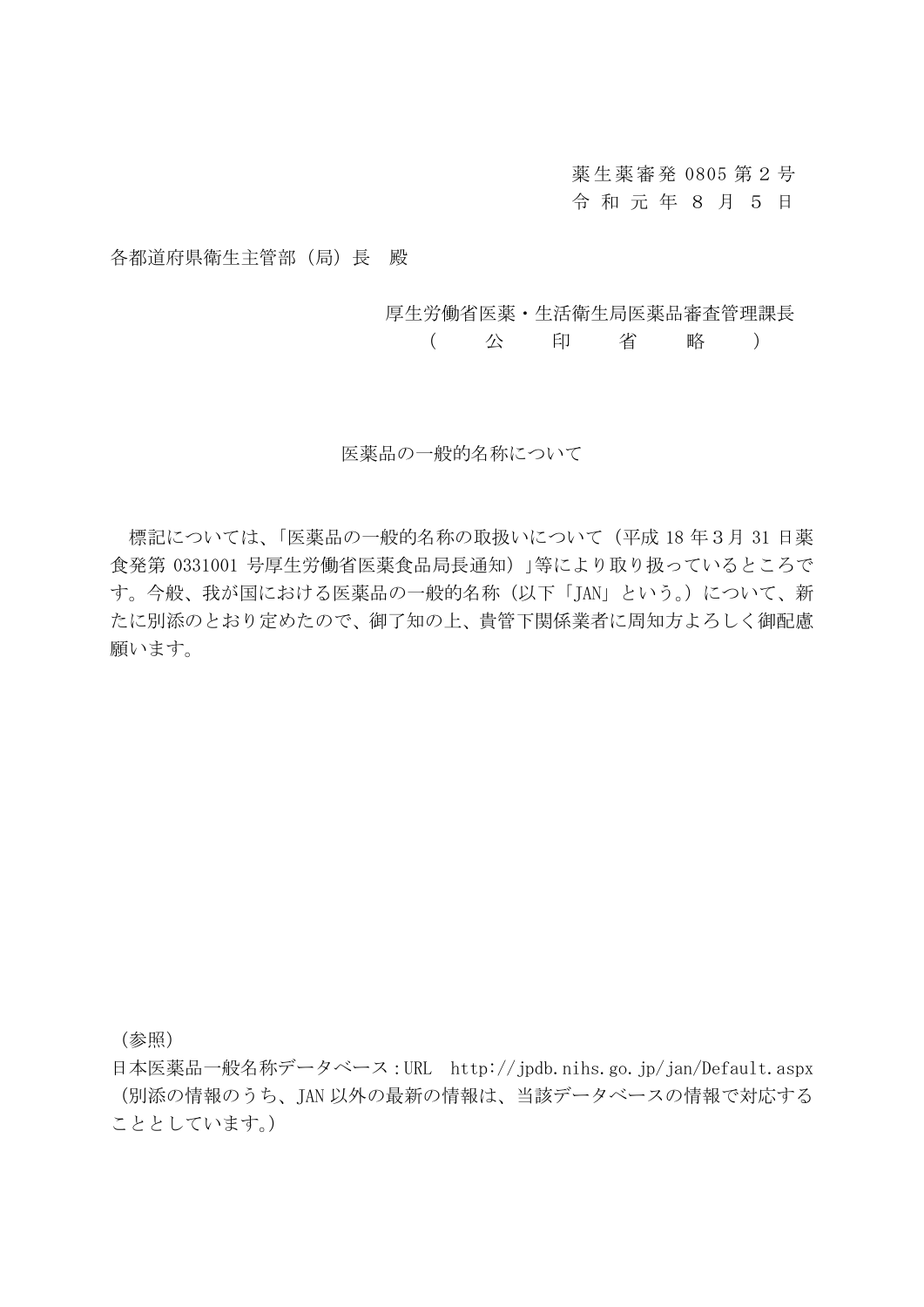薬生薬審発 0805 第２号
令 和 元 年 ８ 月 ５ 日

各都道府県衛生主管部（局）長　殿

厚生労働省医薬・生活衛生局医薬品審査管理課長
（　　公　　印　　省　　略　　）

## 医薬品の一般的名称について

標記については、「医薬品の一般的名称の取扱いについて（平成 18 年３月 31 日薬食発第 0331001 号厚生労働省医薬食品局長通知）」等により取り扱っているところです。今般、我が国における医薬品の一般的名称（以下「JAN」という。）について、新たに別添のとおり定めたので、御了知の上、貴管下関係業者に周知方よろしく御配慮願います。

（参照）
日本医薬品一般名称データベース：URL　http://jpdb.nihs.go.jp/jan/Default.aspx
（別添の情報のうち、JAN 以外の最新の情報は、当該データベースの情報で対応することとしています。）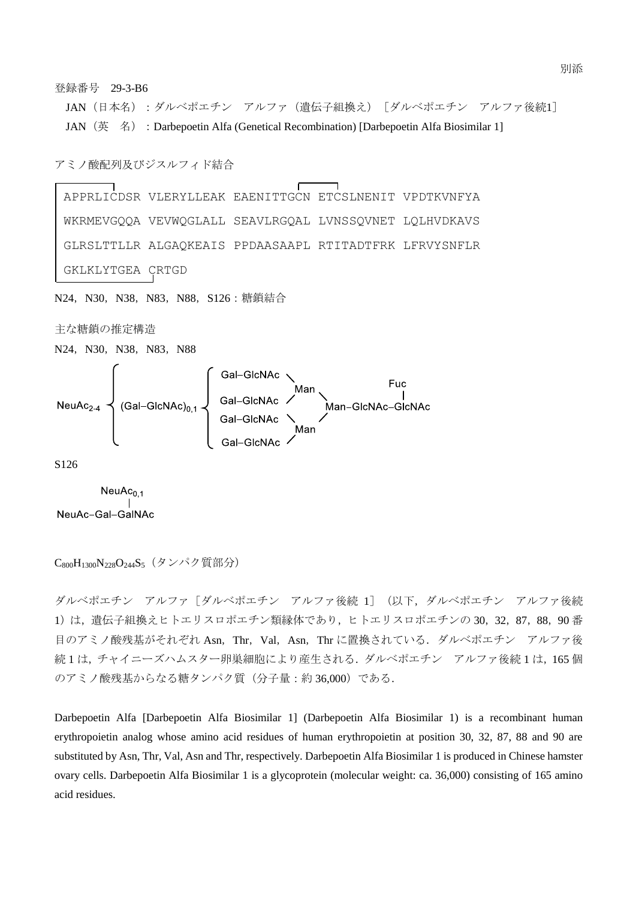別添

登録番号　29-3-B6

JAN（日本名）：ダルベポエチン　アルファ（遺伝子組換え）［ダルベポエチン　アルファ後続1］

JAN（英　名）：Darbepoetin Alfa (Genetical Recombination) [Darbepoetin Alfa Biosimilar 1]

アミノ酸配列及びジスルフィド結合

```
APPRLICDSR VLERYLLEAK EAENITTGCN ETCSLNENIT VPDTKVNFYA
WKRMEVGQQA VEVWQGLALL SEAVLRGQAL LVNSSQVNET LQLHVDKAVS
GLRSLTTLLR ALGAQKEAIS PPDAASAAPL RTITADTFRK LFRVYSNFLR
GKLKLYTGEA CRTGD
```

N24，N30，N38，N83，N88，S126：糖鎖結合

主な糖鎖の推定構造

N24，N30，N38，N83，N88

```
                                  Gal−GlcNAc ＼
                                               Man ＼             Fuc
NeuAc2-4 ｛ (Gal−GlcNAc)0,1 ｛ Gal−GlcNAc ／       ＼              |
                                  Gal−GlcNAc ＼        Man−GlcNAc−GlcNAc
                                               Man ／
                                  Gal−GlcNAc ／
```

S126

```
        NeuAc0,1
            |
NeuAc−Gal−GalNAc
```

$C_{800}H_{1300}N_{228}O_{244}S_{5}$（タンパク質部分）

ダルベポエチン　アルファ［ダルベポエチン　アルファ後続 1］（以下，ダルベポエチン　アルファ後続 1）は，遺伝子組換えヒトエリスロポエチン類縁体であり，ヒトエリスロポエチンの 30，32，87，88，90 番目のアミノ酸残基がそれぞれ Asn，Thr，Val，Asn，Thr に置換されている．ダルベポエチン　アルファ後続 1 は，チャイニーズハムスター卵巣細胞により産生される．ダルベポエチン　アルファ後続 1 は，165 個のアミノ酸残基からなる糖タンパク質（分子量：約 36,000）である．

Darbepoetin Alfa [Darbepoetin Alfa Biosimilar 1] (Darbepoetin Alfa Biosimilar 1) is a recombinant human erythropoietin analog whose amino acid residues of human erythropoietin at position 30, 32, 87, 88 and 90 are substituted by Asn, Thr, Val, Asn and Thr, respectively. Darbepoetin Alfa Biosimilar 1 is produced in Chinese hamster ovary cells. Darbepoetin Alfa Biosimilar 1 is a glycoprotein (molecular weight: ca. 36,000) consisting of 165 amino acid residues.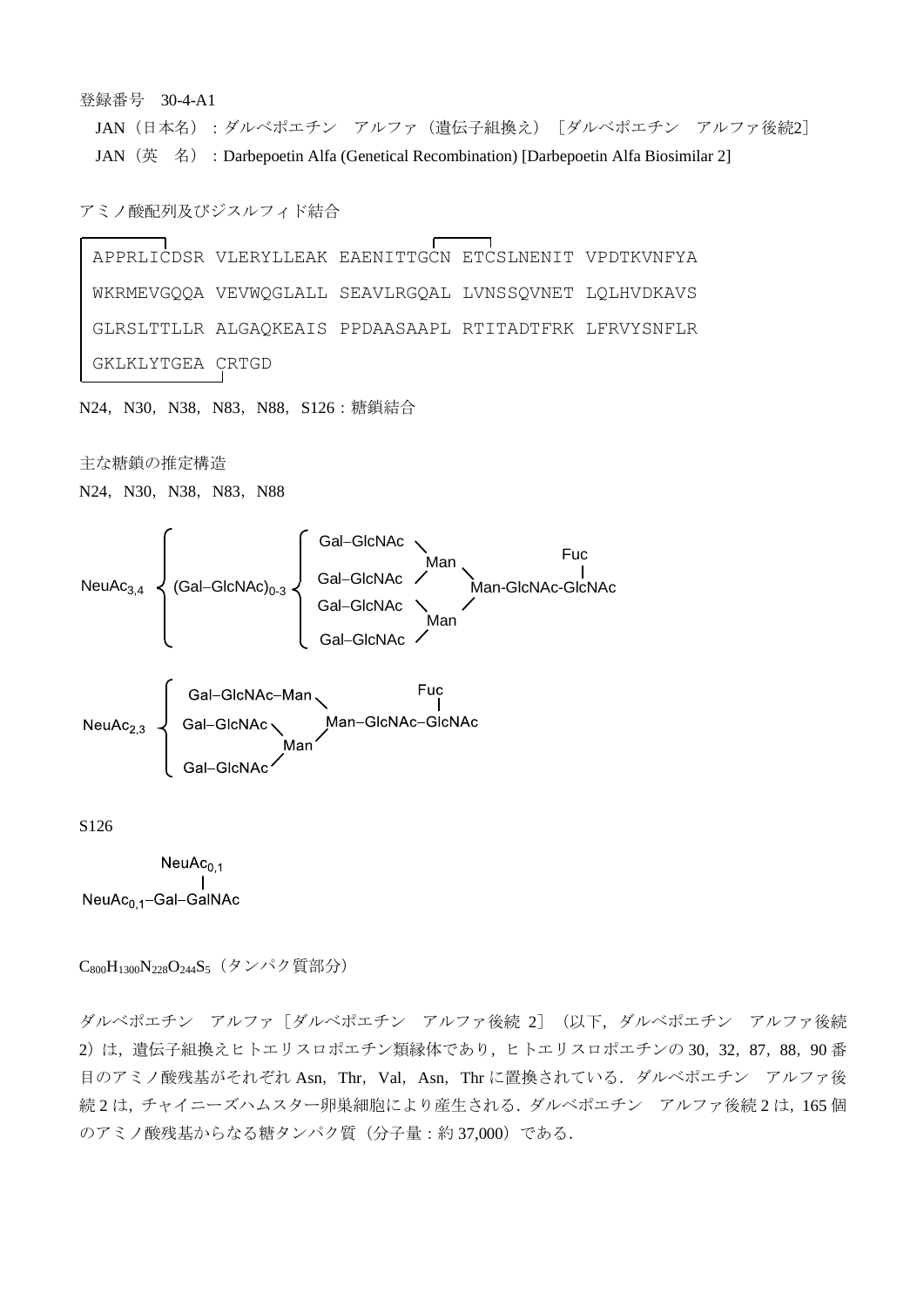登録番号　30-4-A1

JAN（日本名）：ダルベポエチン　アルファ（遺伝子組換え）［ダルベポエチン　アルファ後続2］

JAN（英　名）：Darbepoetin Alfa (Genetical Recombination) [Darbepoetin Alfa Biosimilar 2]

アミノ酸配列及びジスルフィド結合

```
APPRLICDSR VLERYLLEAK EAENITTGCN ETCSLNENIT VPDTKVNFYA
WKRMEVGQQA VEVWQGLALL SEAVLRGQAL LVNSSQVNET LQLHVDKAVS
GLRSLTTLLR ALGAQKEAIS PPDAASAAPL RTITADTFRK LFRVYSNFLR
GKLKLYTGEA CRTGD
```

N24，N30，N38，N83，N88，S126：糖鎖結合

主な糖鎖の推定構造

N24，N30，N38，N83，N88

```
                                  ┌ Gal–GlcNAc ＼                   Fuc
                                  │              Man ＼              |
NeuAc3,4 ┤ (Gal–GlcNAc)0-3 ┤ Gal–GlcNAc ／       Man-GlcNAc-GlcNAc
                                  │ Gal–GlcNAc ＼       ／
                                  │              Man
                                  └ Gal–GlcNAc ／

          ┌ Gal–GlcNAc–Man ＼              Fuc
NeuAc2,3 ┤ Gal–GlcNAc ＼       Man–GlcNAc–GlcNAc
          │              Man ／
          └ Gal–GlcNAc ／
```

S126

```
               NeuAc0,1
                  |
NeuAc0,1–Gal–GalNAc
```

$C_{800}H_{1300}N_{228}O_{244}S_5$（タンパク質部分）

ダルベポエチン　アルファ［ダルベポエチン　アルファ後続 2］（以下，ダルベポエチン　アルファ後続 2）は，遺伝子組換えヒトエリスロポエチン類縁体であり，ヒトエリスロポエチンの 30，32，87，88，90 番目のアミノ酸残基がそれぞれ Asn，Thr，Val，Asn，Thr に置換されている．ダルベポエチン　アルファ後続 2 は，チャイニーズハムスター卵巣細胞により産生される．ダルベポエチン　アルファ後続 2 は，165 個のアミノ酸残基からなる糖タンパク質（分子量：約 37,000）である．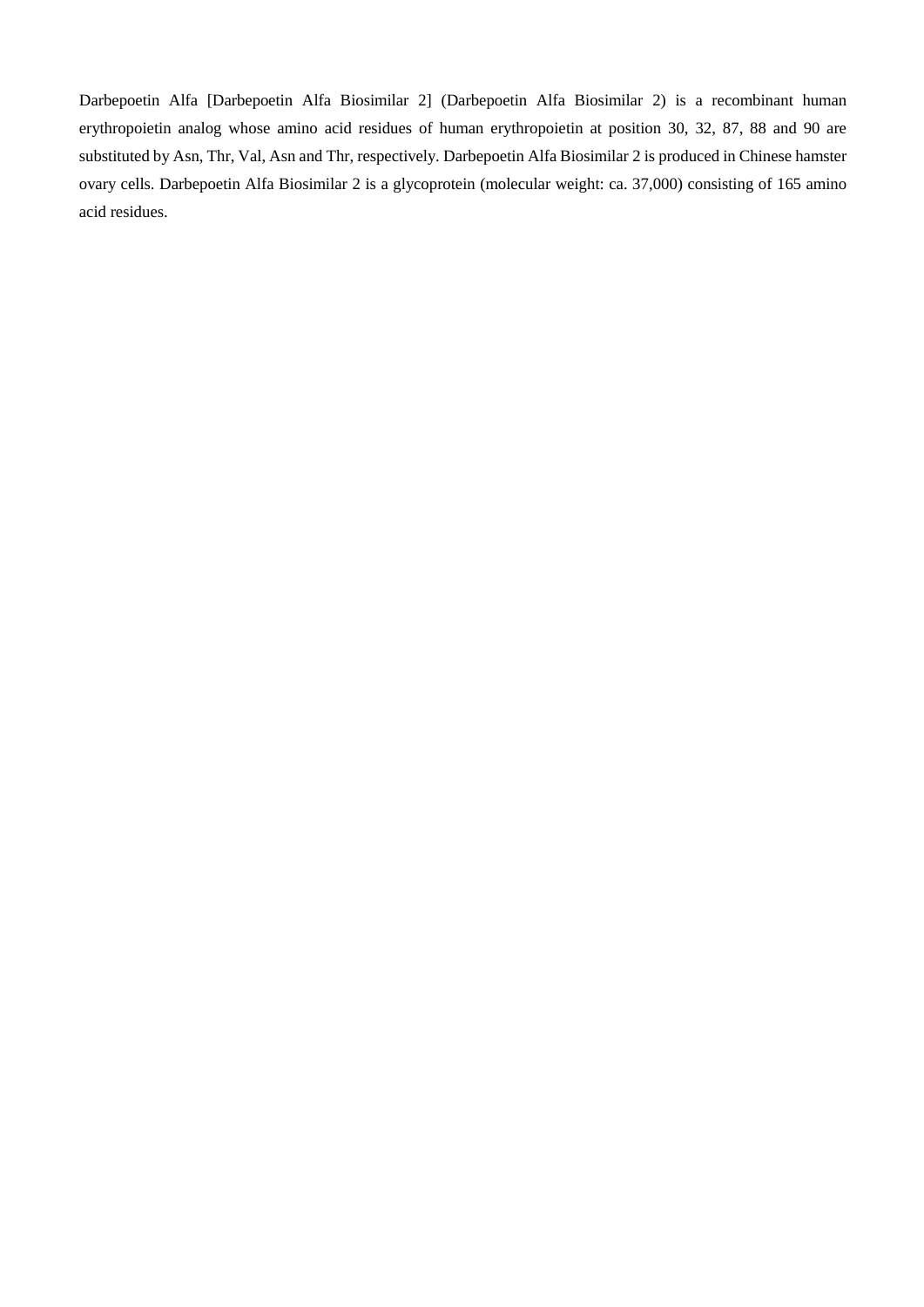Darbepoetin Alfa [Darbepoetin Alfa Biosimilar 2] (Darbepoetin Alfa Biosimilar 2) is a recombinant human erythropoietin analog whose amino acid residues of human erythropoietin at position 30, 32, 87, 88 and 90 are substituted by Asn, Thr, Val, Asn and Thr, respectively. Darbepoetin Alfa Biosimilar 2 is produced in Chinese hamster ovary cells. Darbepoetin Alfa Biosimilar 2 is a glycoprotein (molecular weight: ca. 37,000) consisting of 165 amino acid residues.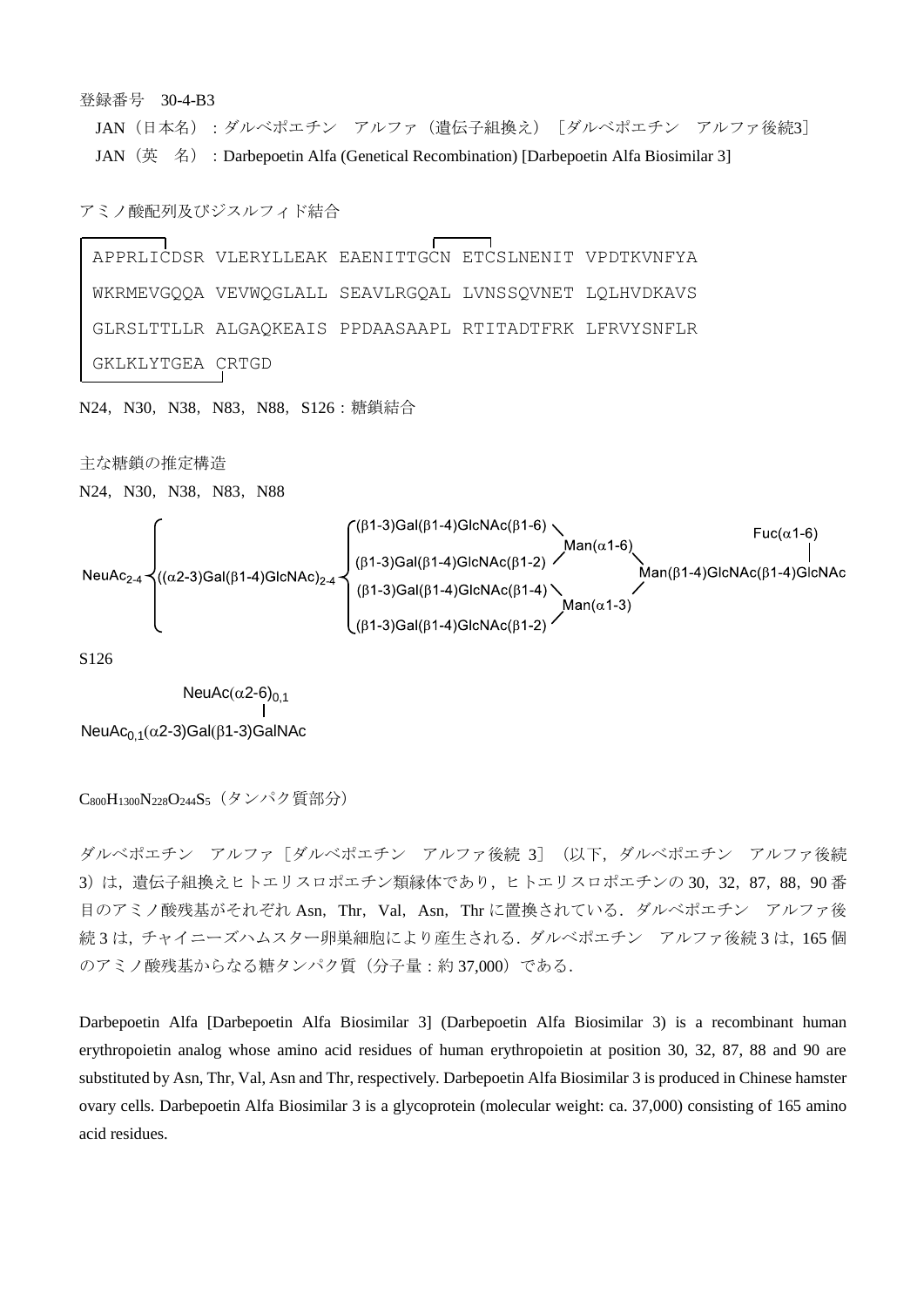登録番号　30-4-B3

JAN（日本名）：ダルベポエチン　アルファ（遺伝子組換え）［ダルベポエチン　アルファ後続3］

JAN（英　名）：Darbepoetin Alfa (Genetical Recombination) [Darbepoetin Alfa Biosimilar 3]

アミノ酸配列及びジスルフィド結合

```
APPRLICDSR VLERYLLEAK EAENITTGCN ETCSLNENIT VPDTKVNFYA
WKRMEVGQQA VEVWQGLALL SEAVLRGQAL LVNSSQVNET LQLHVDKAVS
GLRSLTTLLR ALGAQKEAIS PPDAASAAPL RTITADTFRK LFRVYSNFLR
GKLKLYTGEA CRTGD
```

N24，N30，N38，N83，N88，S126：糖鎖結合

主な糖鎖の推定構造

N24，N30，N38，N83，N88

```
                                          (β1-3)Gal(β1-4)GlcNAc(β1-6)                                  Fuc(α1-6)
                                                                      Man(α1-6)                            |
                                          (β1-3)Gal(β1-4)GlcNAc(β1-2)
NeuAc2-4 { ((α2-3)Gal(β1-4)GlcNAc)2-4 {                                        Man(β1-4)GlcNAc(β1-4)GlcNAc
                                          (β1-3)Gal(β1-4)GlcNAc(β1-4)
                                                                      Man(α1-3)
                                          (β1-3)Gal(β1-4)GlcNAc(β1-2)
```

S126

```
              NeuAc(α2-6)0,1
                   |
NeuAc0,1(α2-3)Gal(β1-3)GalNAc
```

$C_{800}H_{1300}N_{228}O_{244}S_5$（タンパク質部分）

ダルベポエチン　アルファ［ダルベポエチン　アルファ後続 3］（以下，ダルベポエチン　アルファ後続 3）は，遺伝子組換えヒトエリスロポエチン類縁体であり，ヒトエリスロポエチンの 30，32，87，88，90 番目のアミノ酸残基がそれぞれ Asn，Thr，Val，Asn，Thr に置換されている．ダルベポエチン　アルファ後続 3 は，チャイニーズハムスター卵巣細胞により産生される．ダルベポエチン　アルファ後続 3 は，165 個のアミノ酸残基からなる糖タンパク質（分子量：約 37,000）である．

Darbepoetin Alfa [Darbepoetin Alfa Biosimilar 3] (Darbepoetin Alfa Biosimilar 3) is a recombinant human erythropoietin analog whose amino acid residues of human erythropoietin at position 30, 32, 87, 88 and 90 are substituted by Asn, Thr, Val, Asn and Thr, respectively. Darbepoetin Alfa Biosimilar 3 is produced in Chinese hamster ovary cells. Darbepoetin Alfa Biosimilar 3 is a glycoprotein (molecular weight: ca. 37,000) consisting of 165 amino acid residues.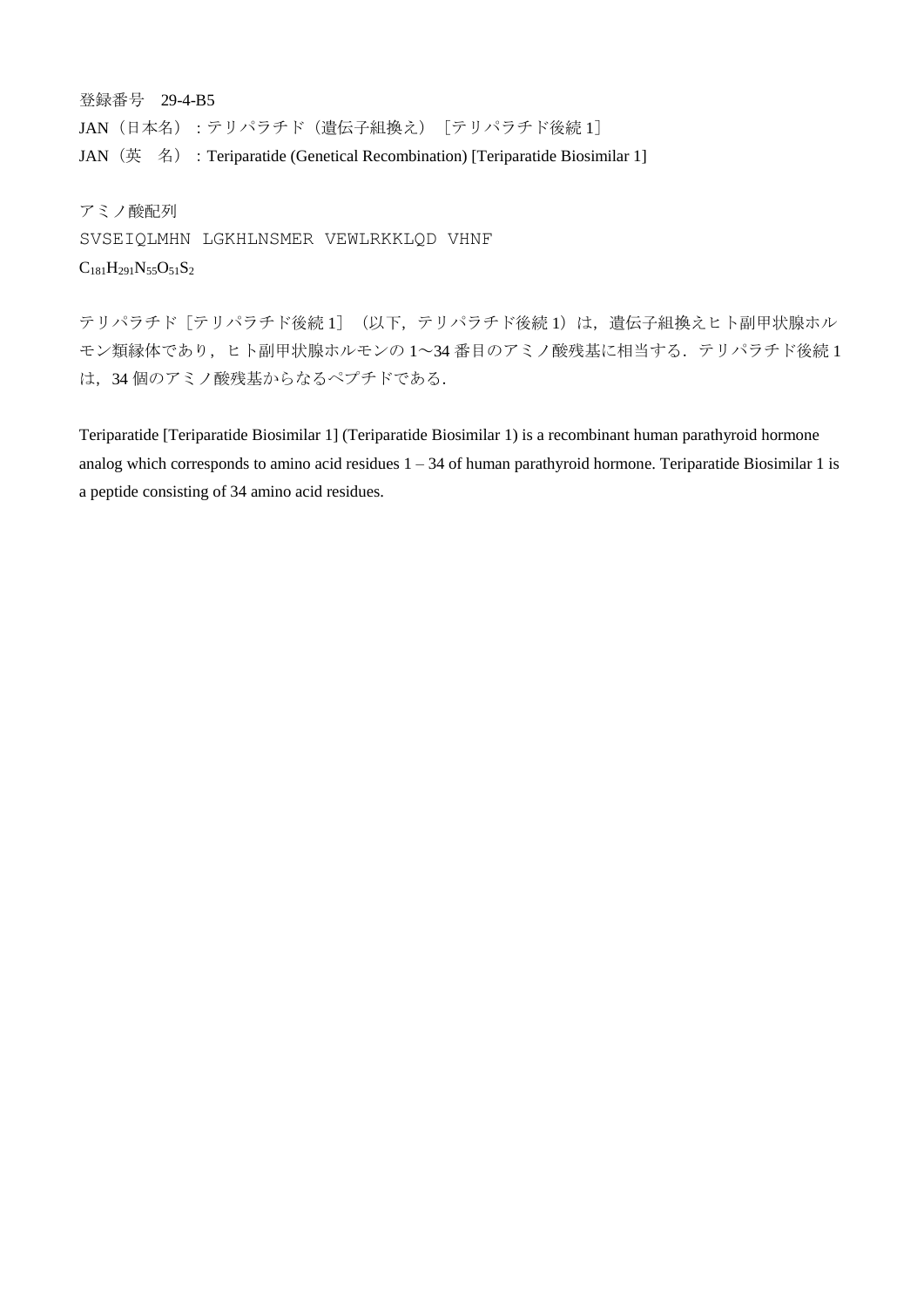登録番号　29-4-B5

JAN（日本名）：テリパラチド（遺伝子組換え）［テリパラチド後続 1］

JAN（英　名）：Teriparatide (Genetical Recombination) [Teriparatide Biosimilar 1]

アミノ酸配列

```
SVSEIQLMHN LGKHLNSMER VEWLRKKLQD VHNF
```

$C_{181}H_{291}N_{55}O_{51}S_2$

テリパラチド［テリパラチド後続 1］（以下，テリパラチド後続 1）は，遺伝子組換えヒト副甲状腺ホルモン類縁体であり，ヒト副甲状腺ホルモンの 1〜34 番目のアミノ酸残基に相当する．テリパラチド後続 1 は，34 個のアミノ酸残基からなるペプチドである．

Teriparatide [Teriparatide Biosimilar 1] (Teriparatide Biosimilar 1) is a recombinant human parathyroid hormone analog which corresponds to amino acid residues 1 – 34 of human parathyroid hormone. Teriparatide Biosimilar 1 is a peptide consisting of 34 amino acid residues.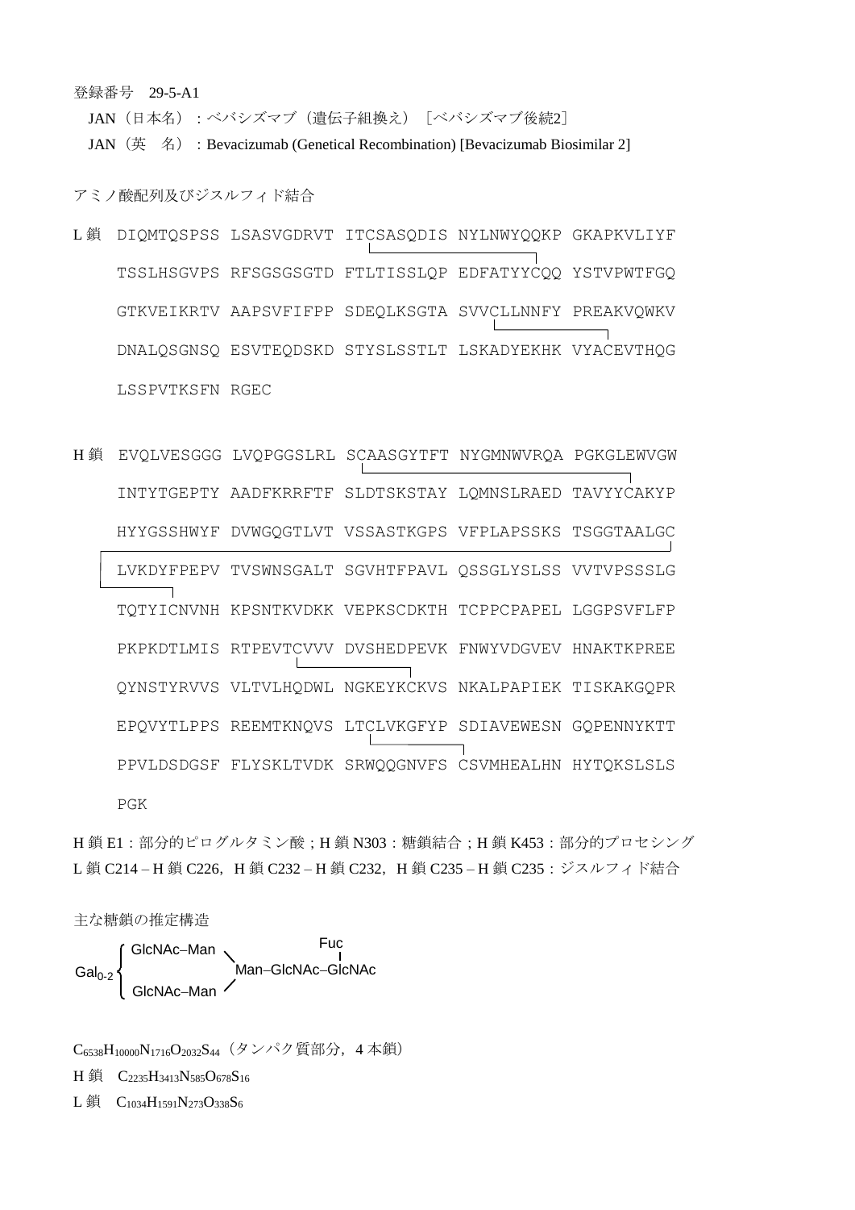登録番号　29-5-A1

JAN（日本名）：ベバシズマブ（遺伝子組換え）［ベバシズマブ後続2］

JAN（英　名）：Bevacizumab (Genetical Recombination) [Bevacizumab Biosimilar 2]

アミノ酸配列及びジスルフィド結合

```
L 鎖  DIQMTQSPSS LSASVGDRVT ITCSASQDIS NYLNWYQQKP GKAPKVLIYF
      TSSLHSGVPS RFSGSGSGTD FTLTISSLQP EDFATYYCQQ YSTVPWTFGQ
      GTKVEIKRTV AAPSVFIFPP SDEQLKSGTA SVVCLLNNFY PREAKVQWKV
      DNALQSGNSQ ESVTEQDSKD STYSLSSTLT LSKADYEKHK VYACEVTHQG
      LSSPVTKSFN RGEC

H 鎖  EVQLVESGGG LVQPGGSLRL SCAASGYTFT NYGMNWVRQA PGKGLEWVGW
      INTYTGEPTY AADFKRRFTF SLDTSKSTAY LQMNSLRAED TAVYYCAKYP
      HYYGSSHWYF DVWGQGTLVT VSSASTKGPS VFPLAPSSKS TSGGTAALGC
      LVKDYFPEPV TVSWNSGALT SGVHTFPAVL QSSGLYSLSS VVTVPSSSLG
      TQTYICNVNH KPSNTKVDKK VEPKSCDKTH TCPPCPAPEL LGGPSVFLFP
      PKPKDTLMIS RTPEVTCVVV DVSHEDPEVK FNWYVDGVEV HNAKTKPREE
      QYNSTYRVVS VLTVLHQDWL NGKEYKCKVS NKALPAPIEK TISKAKGQPR
      EPQVYTLPPS REEMTKNQVS LTCLVKGFYP SDIAVEWESN GQPENNYKTT
      PPVLDSDGSF FLYSKLTVDK SRWQQGNVFS CSVMHEALHN HYTQKSLSLS
      PGK
```

H 鎖 E1：部分的ピログルタミン酸；H 鎖 N303：糖鎖結合；H 鎖 K453：部分的プロセシング

L 鎖 C214 – H 鎖 C226，H 鎖 C232 – H 鎖 C232，H 鎖 C235 – H 鎖 C235：ジスルフィド結合

主な糖鎖の推定構造

```
        ┌ GlcNAc–Man ╲        Fuc
Gal0-2 ┤               Man–GlcNAc–GlcNAc
        └ GlcNAc–Man ╱
```

$C_{6538}H_{10000}N_{1716}O_{2032}S_{44}$（タンパク質部分，4 本鎖）

H 鎖　$C_{2235}H_{3413}N_{585}O_{678}S_{16}$

L 鎖　$C_{1034}H_{1591}N_{273}O_{338}S_{6}$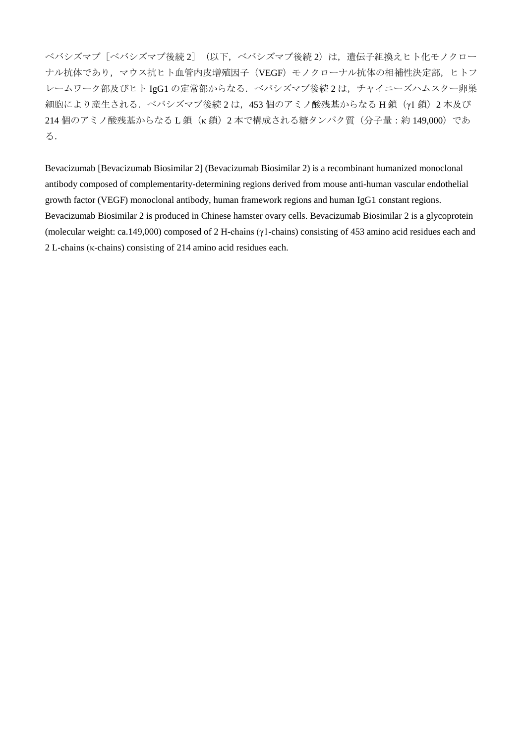ベバシズマブ［ベバシズマブ後続 2］（以下，ベバシズマブ後続 2）は，遺伝子組換えヒト化モノクローナル抗体であり，マウス抗ヒト血管内皮増殖因子（VEGF）モノクローナル抗体の相補性決定部，ヒトフレームワーク部及びヒト IgG1 の定常部からなる．ベバシズマブ後続 2 は，チャイニーズハムスター卵巣細胞により産生される．ベバシズマブ後続 2 は，453 個のアミノ酸残基からなる H 鎖（γ1 鎖）2 本及び 214 個のアミノ酸残基からなる L 鎖（κ 鎖）2 本で構成される糖タンパク質（分子量：約 149,000）である．

Bevacizumab [Bevacizumab Biosimilar 2] (Bevacizumab Biosimilar 2) is a recombinant humanized monoclonal antibody composed of complementarity-determining regions derived from mouse anti-human vascular endothelial growth factor (VEGF) monoclonal antibody, human framework regions and human IgG1 constant regions. Bevacizumab Biosimilar 2 is produced in Chinese hamster ovary cells. Bevacizumab Biosimilar 2 is a glycoprotein (molecular weight: ca.149,000) composed of 2 H-chains (γ1-chains) consisting of 453 amino acid residues each and 2 L-chains (κ-chains) consisting of 214 amino acid residues each.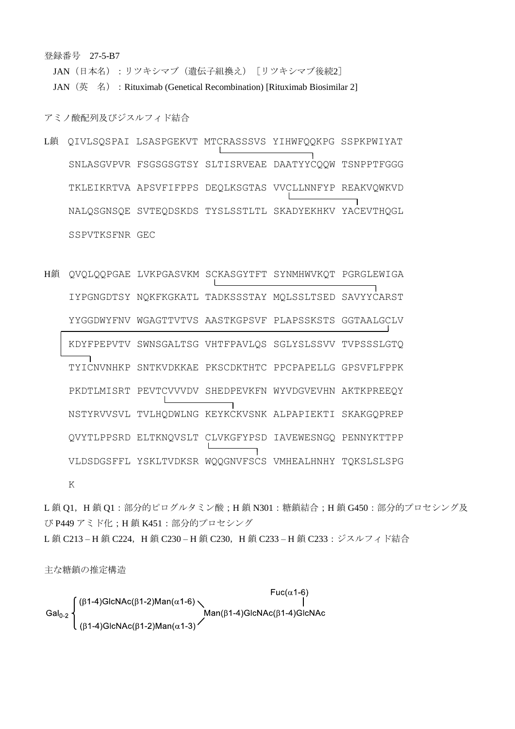登録番号　27-5-B7

JAN（日本名）：リツキシマブ（遺伝子組換え）［リツキシマブ後続2］

JAN（英　名）：Rituximab (Genetical Recombination) [Rituximab Biosimilar 2]

アミノ酸配列及びジスルフィド結合

```
L鎖  QIVLSQSPAI LSASPGEKVT MTCRASSSVS YIHWFQQKPG SSPKPWIYAT
     SNLASGVPVR FSGSGSGTSY SLTISRVEAE DAATYYCQQW TSNPPTFGGG
     TKLEIKRTVA APSVFIFPPS DEQLKSGTAS VVCLLNNFYP REAKVQWKVD
     NALQSGNSQE SVTEQDSKDS TYSLSSTLTL SKADYEKHKV YACEVTHQGL
     SSPVTKSFNR GEC

H鎖  QVQLQQPGAE LVKPGASVKM SCKASGYTFT SYNMHWVKQT PGRGLEWIGA
     IYPGNGDTSY NQKFKGKATL TADKSSSTAY MQLSSLTSED SAVYYCARST
     YYGGDWYFNV WGAGTTVTVS AASTKGPSVF PLAPSSKSTS GGTAALGCLV
     KDYFPEPVTV SWNSGALTSG VHTFPAVLQS SGLYSLSSVV TVPSSSLGTQ
     TYICNVNHKP SNTKVDKKAE PKSCDKTHTC PPCPAPELLG GPSVFLFPPK
     PKDTLMISRT PEVTCVVVDV SHEDPEVKFN WYVDGVEVHN AKTKPREEQY
     NSTYRVVSVL TVLHQDWLNG KEYKCKVSNK ALPAPIEKTI SKAKGQPREP
     QVYTLPPSRD ELTKNQVSLT CLVKGFYPSD IAVEWESNGQ PENNYKTTPP
     VLDSDGSFFL YSKLTVDKSR WQQGNVFSCS VMHEALHNHY TQKSLSLSPG
     K
```

L 鎖 Q1，H 鎖 Q1：部分的ピログルタミン酸；H 鎖 N301：糖鎖結合；H 鎖 G450：部分的プロセシング及び P449 アミド化；H 鎖 K451：部分的プロセシング

L 鎖 C213 – H 鎖 C224，H 鎖 C230 – H 鎖 C230，H 鎖 C233 – H 鎖 C233：ジスルフィド結合

主な糖鎖の推定構造

```
                                                              Fuc(α1-6)
        ⎧ (β1-4)GlcNAc(β1-2)Man(α1-6) ⎫                          |
Gal0-2 ⎨                              ⎬ Man(β1-4)GlcNAc(β1-4)GlcNAc
        ⎩ (β1-4)GlcNAc(β1-2)Man(α1-3) ⎭
```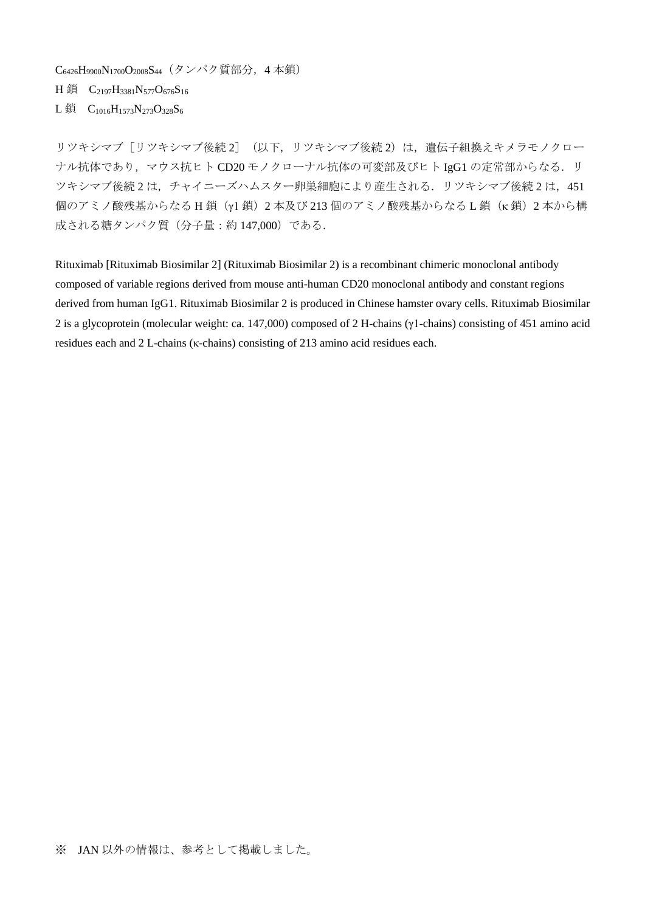$C_{6426}H_{9900}N_{1700}O_{2008}S_{44}$（タンパク質部分，4 本鎖）

H 鎖　$C_{2197}H_{3381}N_{577}O_{676}S_{16}$

L 鎖　$C_{1016}H_{1573}N_{273}O_{328}S_{6}$

リツキシマブ［リツキシマブ後続 2］（以下，リツキシマブ後続 2）は，遺伝子組換えキメラモノクローナル抗体であり，マウス抗ヒト CD20 モノクローナル抗体の可変部及びヒト IgG1 の定常部からなる．リツキシマブ後続 2 は，チャイニーズハムスター卵巣細胞により産生される．リツキシマブ後続 2 は，451 個のアミノ酸残基からなる H 鎖（γ1 鎖）2 本及び 213 個のアミノ酸残基からなる L 鎖（κ 鎖）2 本から構成される糖タンパク質（分子量：約 147,000）である．

Rituximab [Rituximab Biosimilar 2] (Rituximab Biosimilar 2) is a recombinant chimeric monoclonal antibody composed of variable regions derived from mouse anti-human CD20 monoclonal antibody and constant regions derived from human IgG1. Rituximab Biosimilar 2 is produced in Chinese hamster ovary cells. Rituximab Biosimilar 2 is a glycoprotein (molecular weight: ca. 147,000) composed of 2 H-chains (γ1-chains) consisting of 451 amino acid residues each and 2 L-chains (κ-chains) consisting of 213 amino acid residues each.

※　JAN 以外の情報は、参考として掲載しました。